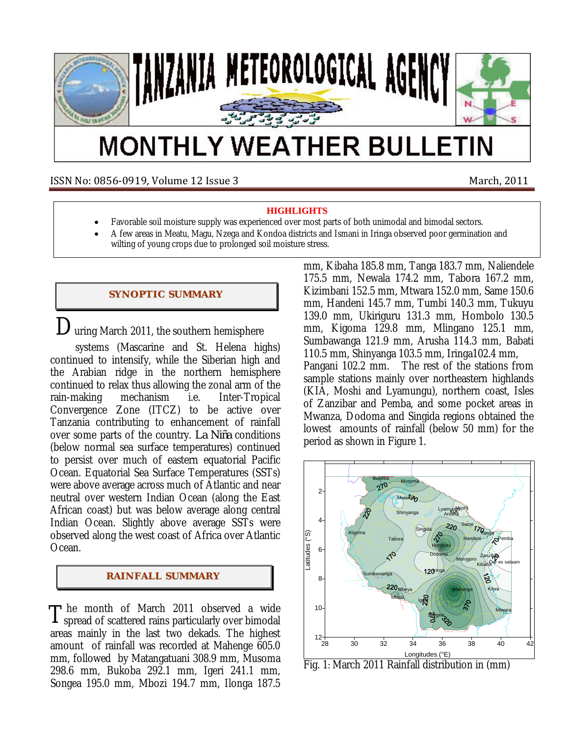# TANZANIA METEOROLOGICAL AGENCY

# MONTHLY WEATHER BULLETIN

ISSN No: 0856-0919, Volume 12 Issue 3 March, 2011

**HIGHLIGHTS**

- Favorable soil moisture supply was experienced over most parts of both unimodal and bimodal sectors.
- A few areas in Meatu, Magu, Nzega and Kondoa districts and Ismani in Iringa observed poor germination and wilting of young crops due to prolonged soil moisture stress.

## SYNOPTIC SUMMARY

During March 2011, the southern hemisphere systems (Mascarine and St. Helena highs) continued to intensify, while the Siberian high and the Arabian ridge in the northern hemisphere continued to relax thus allowing the zonal arm of the rain-making mechanism i.e. Inter-Tropical Convergence Zone (ITCZ) to be active over Tanzania contributing to enhancement of rainfall over some parts of the country. La Niña conditions (below normal sea surface temperatures) continued to persist over much of eastern equatorial Pacific Ocean. Equatorial Sea Surface Temperatures (SSTs) were above average across much of Atlantic and near neutral over western Indian Ocean (along the East African coast) but was below average along central Indian Ocean. Slightly above average SSTs were observed along the west coast of Africa over Atlantic Ocean.

## RAINFALL SUMMARY

The month of March 2011 observed a wide spread of scattered rains particularly over bimodal areas mainly in the last two dekads. The highest amount of rainfall was recorded at Mahenge 605.0 mm, followed by Matangatuani 308.9 mm, Musoma 298.6 mm, Bukoba 292.1 mm, Igeri 241.1 mm, Songea 195.0 mm, Mbozi 194.7 mm, Ilonga 187.5 mm, Kibaha 185.8 mm, Tanga 183.7 mm, Naliendele 175.5 mm, Newala 174.2 mm, Tabora 167.2 mm, Kizimbani 152.5 mm, Mtwara 152.0 mm, Same 150.6 mm, Handeni 145.7 mm, Tumbi 140.3 mm, Tukuyu 139.0 mm, Ukiriguru 131.3 mm, Hombolo 130.5 mm, Kigoma 129.8 mm, Mlingano 125.1 mm, Sumbawanga 121.9 mm, Arusha 114.3 mm, Babati 110.5 mm, Shinyanga 103.5 mm, Iringa102.4 mm, Pangani 102.2 mm. The rest of the stations from sample stations mainly over northeastern highlands (KIA, Moshi and Lyamungu), northern coast, Isles of Zanzibar and Pemba, and some pocket areas in Mwanza, Dodoma and Singida regions obtained the lowest amounts of rainfall (below 50 mm) for the period as shown in Figure 1.

Fig. 1: March 2011 Rainfall distribution in (mm)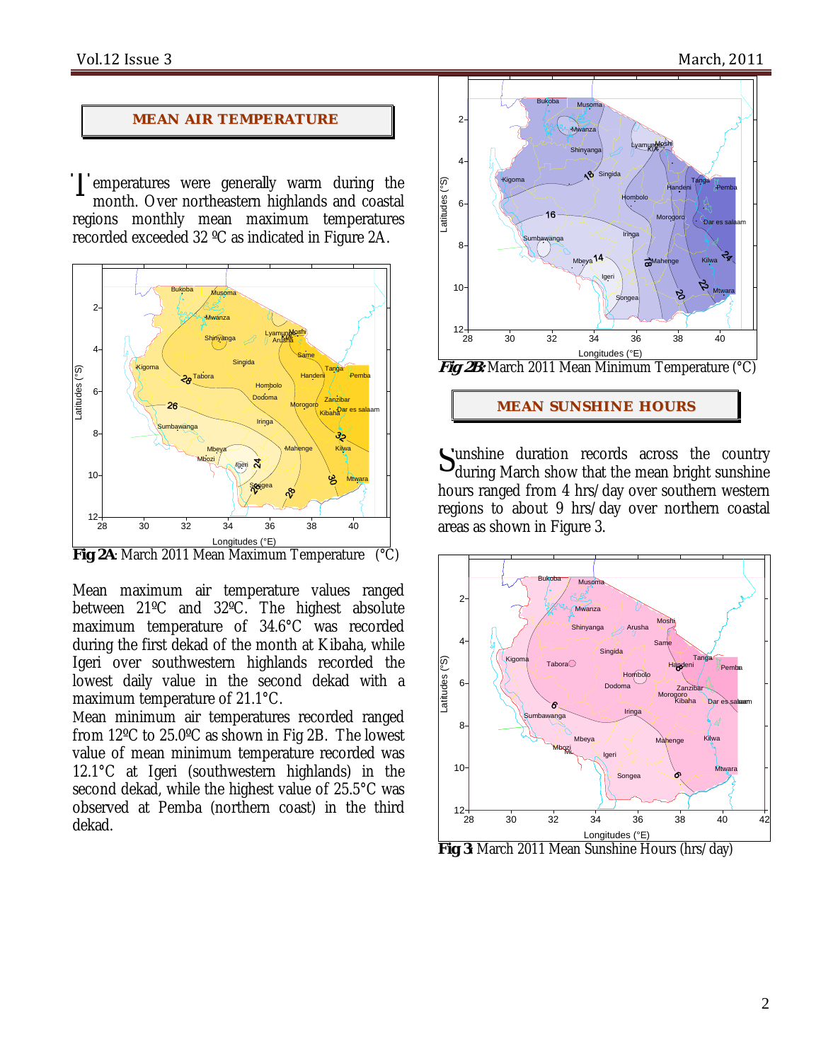## MEAN AIR TEMPERATURE

Temperatures were generally warm during the month. Over northeastern highlands and coastal regions monthly mean maximum temperatures recorded exceeded 32 ºC as indicated in Figure 2A.

**Fig 2A**: March 2011 Mean Maximum Temperature (°C)

Mean maximum air temperature values ranged between 21ºC and 32ºC. The highest absolute maximum temperature of 34.6°C was recorded during the first dekad of the month at Kibaha, while Igeri over southwestern highlands recorded the lowest daily value in the second dekad with a maximum temperature of 21.1°C.

Mean minimum air temperatures recorded ranged from 12ºC to 25.0ºC as shown in Fig 2B. The lowest value of mean minimum temperature recorded was 12.1°C at Igeri (southwestern highlands) in the second dekad, while the highest value of 25.5°C was observed at Pemba (northern coast) in the third dekad.

**Fig 2B**: March 2011 Mean Minimum Temperature (°C)

## MEAN SUNSHINE HOURS

Sunshine duration records across the country during March show that the mean bright sunshine hours ranged from 4 hrs/day over southern western regions to about 9 hrs/day over northern coastal areas as shown in Figure 3.

**Fig 3**: March 2011 Mean Sunshine Hours (hrs/day)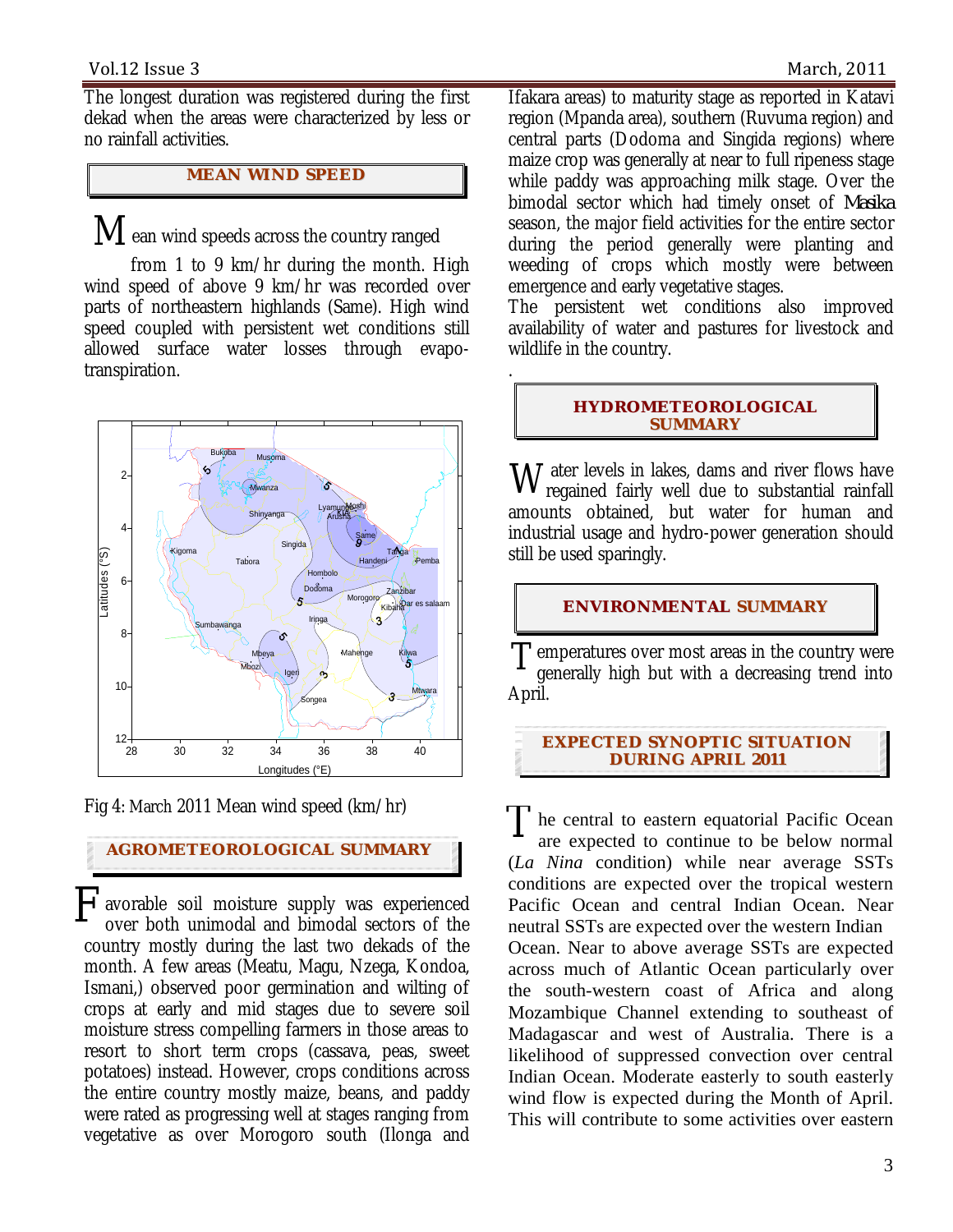The longest duration was registered during the first dekad when the areas were characterized by less or no rainfall activities.

## MEAN WIND SPEED

Mean wind speeds across the country ranged from 1 to 9 km/hr during the month. High wind speed of above 9 km/hr was recorded over parts of northeastern highlands (Same). High wind speed coupled with persistent wet conditions still allowed surface water losses through evapo-transpiration.

Fig 4: March 2011 Mean wind speed (km/hr)

## AGROMETEOROLOGICAL SUMMARY

Favorable soil moisture supply was experienced over both unimodal and bimodal sectors of the country mostly during the last two dekads of the month. A few areas (Meatu, Magu, Nzega, Kondoa, Ismani,) observed poor germination and wilting of crops at early and mid stages due to severe soil moisture stress compelling farmers in those areas to resort to short term crops (cassava, peas, sweet potatoes) instead. However, crops conditions across the entire country mostly maize, beans, and paddy were rated as progressing well at stages ranging from vegetative as over Morogoro south (Ilonga and Ifakara areas) to maturity stage as reported in Katavi region (Mpanda area), southern (Ruvuma region) and central parts (Dodoma and Singida regions) where maize crop was generally at near to full ripeness stage while paddy was approaching milk stage. Over the bimodal sector which had timely onset of *Masika* season, the major field activities for the entire sector during the period generally were planting and weeding of crops which mostly were between emergence and early vegetative stages.

The persistent wet conditions also improved availability of water and pastures for livestock and wildlife in the country.

## HYDROMETEOROLOGICAL SUMMARY

Water levels in lakes, dams and river flows have regained fairly well due to substantial rainfall amounts obtained, but water for human and industrial usage and hydro-power generation should still be used sparingly.

## ENVIRONMENTAL SUMMARY

Temperatures over most areas in the country were generally high but with a decreasing trend into April.

## EXPECTED SYNOPTIC SITUATION DURING APRIL 2011

The central to eastern equatorial Pacific Ocean are expected to continue to be below normal (*La Nina* condition) while near average SSTs conditions are expected over the tropical western Pacific Ocean and central Indian Ocean. Near neutral SSTs are expected over the western Indian Ocean. Near to above average SSTs are expected across much of Atlantic Ocean particularly over the south-western coast of Africa and along Mozambique Channel extending to southeast of Madagascar and west of Australia. There is a likelihood of suppressed convection over central Indian Ocean. Moderate easterly to south easterly wind flow is expected during the Month of April. This will contribute to some activities over eastern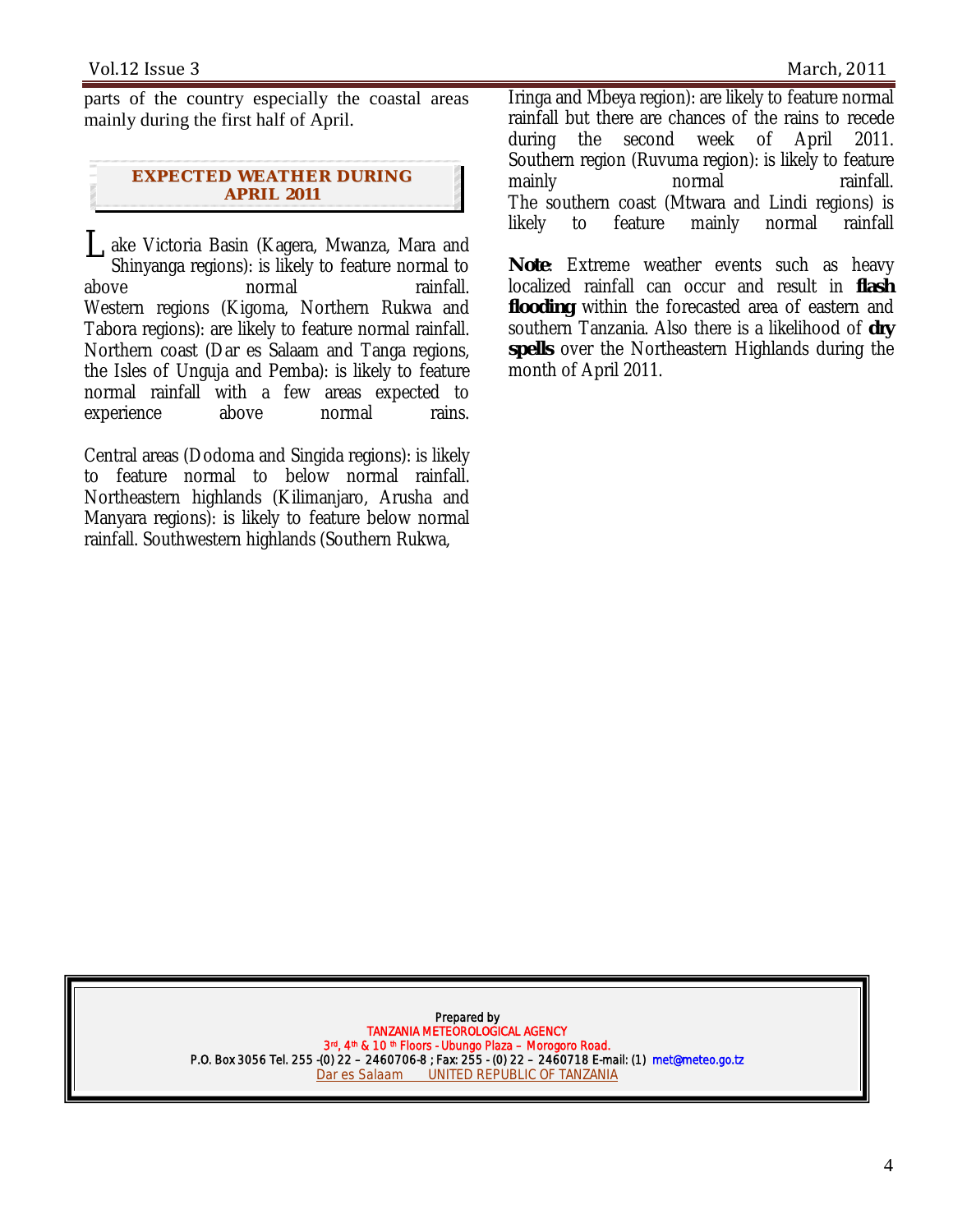parts of the country especially the coastal areas mainly during the first half of April.

## EXPECTED WEATHER DURING APRIL 2011

Lake Victoria Basin (Kagera, Mwanza, Mara and Shinyanga regions): is likely to feature normal to above normal rainfall. Western regions (Kigoma, Northern Rukwa and Tabora regions): are likely to feature normal rainfall. Northern coast (Dar es Salaam and Tanga regions, the Isles of Unguja and Pemba): is likely to feature normal rainfall with a few areas expected to experience above normal rains.

Central areas (Dodoma and Singida regions): is likely to feature normal to below normal rainfall. Northeastern highlands (Kilimanjaro, Arusha and Manyara regions): is likely to feature below normal rainfall. Southwestern highlands (Southern Rukwa, Iringa and Mbeya region): are likely to feature normal rainfall but there are chances of the rains to recede during the second week of April 2011. Southern region (Ruvuma region): is likely to feature mainly normal rainfall. The southern coast (Mtwara and Lindi regions) is likely to feature mainly normal rainfall

**Note**: Extreme weather events such as heavy localized rainfall can occur and result in **flash flooding** within the forecasted area of eastern and southern Tanzania. Also there is a likelihood of **dry spells** over the Northeastern Highlands during the month of April 2011.

Prepared by
TANZANIA METEOROLOGICAL AGENCY
3rd, 4th & 10th Floors - Ubungo Plaza – Morogoro Road.
P.O. Box 3056 Tel. 255 -(0) 22 – 2460706-8 ; Fax: 255 - (0) 22 – 2460718 E-mail: (1) met@meteo.go.tz
Dar es Salaam UNITED REPUBLIC OF TANZANIA